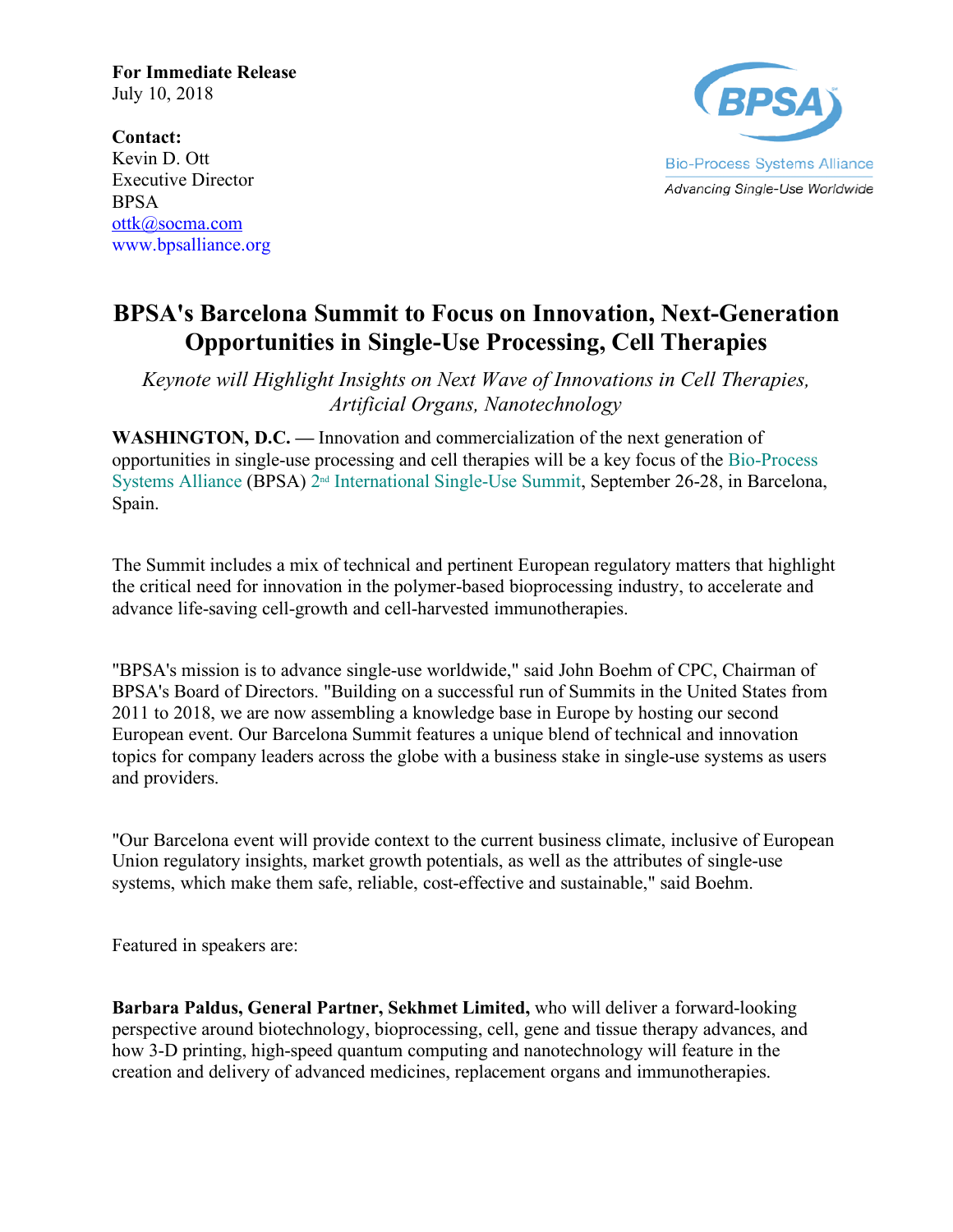**For Immediate Release**
July 10, 2018

**Contact:**
Kevin D. Ott
Executive Director
BPSA
ottk@socma.com
www.bpsalliance.org

BPSA
Bio-Process Systems Alliance
*Advancing Single-Use Worldwide*

# BPSA's Barcelona Summit to Focus on Innovation, Next-Generation Opportunities in Single-Use Processing, Cell Therapies

*Keynote will Highlight Insights on Next Wave of Innovations in Cell Therapies, Artificial Organs, Nanotechnology*

**WASHINGTON, D.C. —** Innovation and commercialization of the next generation of opportunities in single-use processing and cell therapies will be a key focus of the Bio-Process Systems Alliance (BPSA) 2nd International Single-Use Summit, September 26-28, in Barcelona, Spain.

The Summit includes a mix of technical and pertinent European regulatory matters that highlight the critical need for innovation in the polymer-based bioprocessing industry, to accelerate and advance life-saving cell-growth and cell-harvested immunotherapies.

"BPSA's mission is to advance single-use worldwide," said John Boehm of CPC, Chairman of BPSA's Board of Directors. "Building on a successful run of Summits in the United States from 2011 to 2018, we are now assembling a knowledge base in Europe by hosting our second European event. Our Barcelona Summit features a unique blend of technical and innovation topics for company leaders across the globe with a business stake in single-use systems as users and providers.

"Our Barcelona event will provide context to the current business climate, inclusive of European Union regulatory insights, market growth potentials, as well as the attributes of single-use systems, which make them safe, reliable, cost-effective and sustainable," said Boehm.

Featured in speakers are:

**Barbara Paldus, General Partner, Sekhmet Limited,** who will deliver a forward-looking perspective around biotechnology, bioprocessing, cell, gene and tissue therapy advances, and how 3-D printing, high-speed quantum computing and nanotechnology will feature in the creation and delivery of advanced medicines, replacement organs and immunotherapies.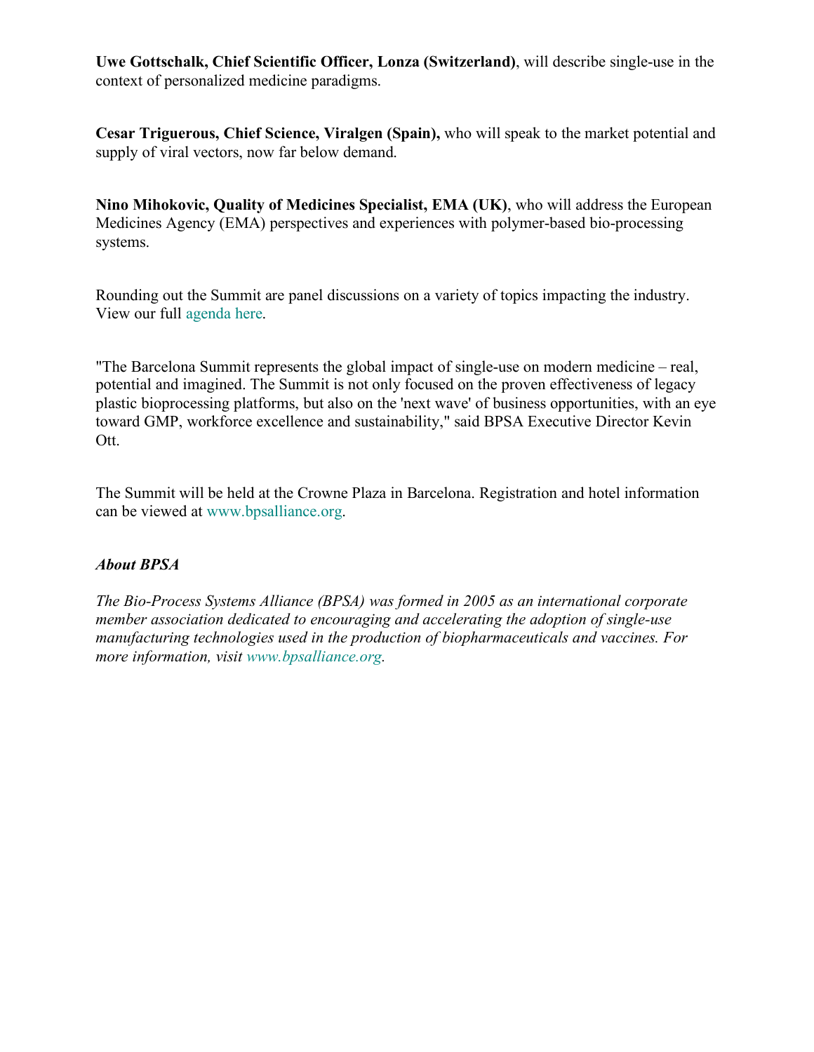**Uwe Gottschalk, Chief Scientific Officer, Lonza (Switzerland)**, will describe single-use in the context of personalized medicine paradigms.

**Cesar Triguerous, Chief Science, Viralgen (Spain),** who will speak to the market potential and supply of viral vectors, now far below demand.

**Nino Mihokovic, Quality of Medicines Specialist, EMA (UK)**, who will address the European Medicines Agency (EMA) perspectives and experiences with polymer-based bio-processing systems.

Rounding out the Summit are panel discussions on a variety of topics impacting the industry. View our full agenda here.

"The Barcelona Summit represents the global impact of single-use on modern medicine – real, potential and imagined. The Summit is not only focused on the proven effectiveness of legacy plastic bioprocessing platforms, but also on the 'next wave' of business opportunities, with an eye toward GMP, workforce excellence and sustainability," said BPSA Executive Director Kevin Ott.

The Summit will be held at the Crowne Plaza in Barcelona. Registration and hotel information can be viewed at www.bpsalliance.org.

***About BPSA***

*The Bio-Process Systems Alliance (BPSA) was formed in 2005 as an international corporate member association dedicated to encouraging and accelerating the adoption of single-use manufacturing technologies used in the production of biopharmaceuticals and vaccines. For more information, visit www.bpsalliance.org.*